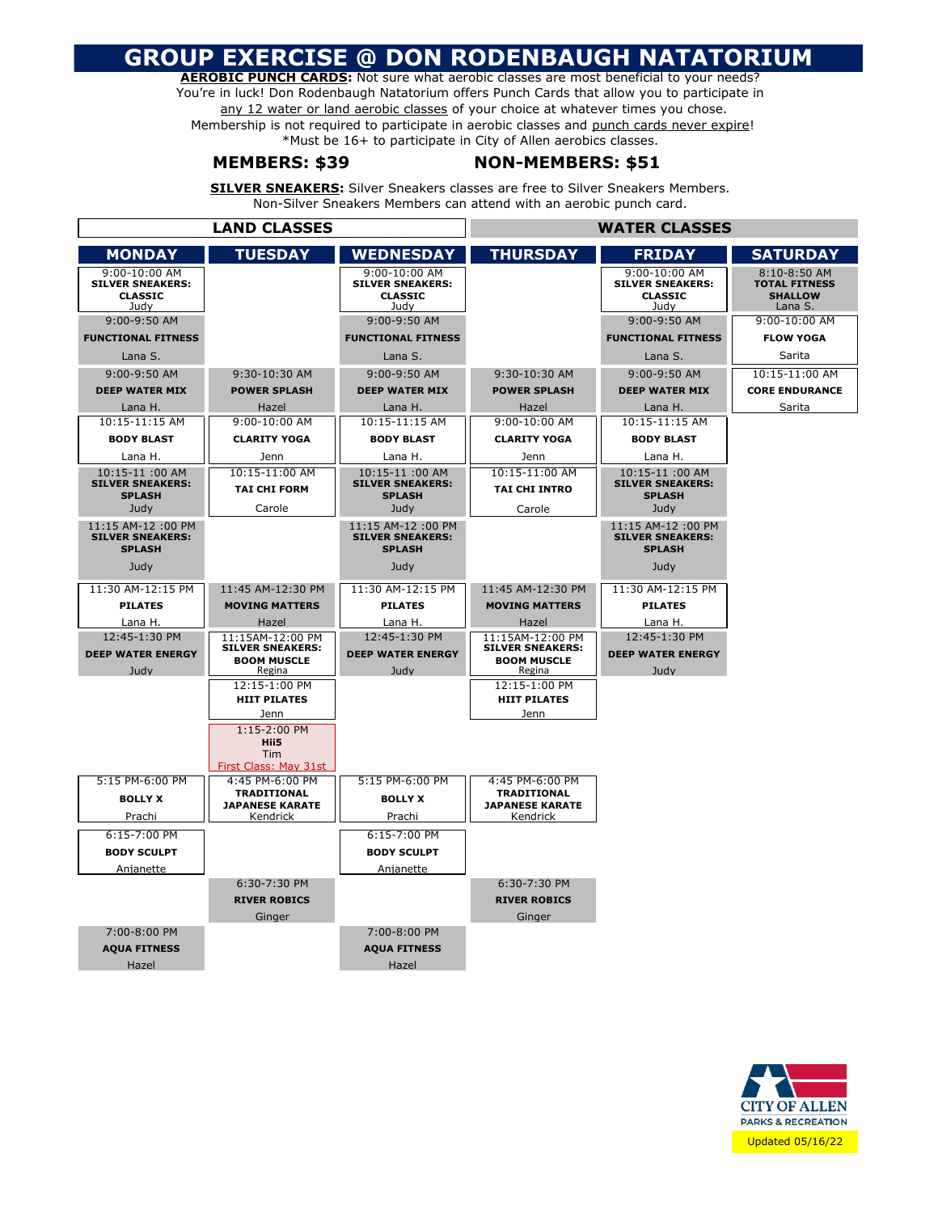# GROUP EXERCISE @ DON RODENBAUGH NATATORIUM

**AEROBIC PUNCH CARDS:** Not sure what aerobic classes are most beneficial to your needs? You're in luck! Don Rodenbaugh Natatorium offers Punch Cards that allow you to participate in any 12 water or land aerobic classes of your choice at whatever times you chose. Membership is not required to participate in aerobic classes and punch cards never expire! *Must be 16+ to participate in City of Allen aerobics classes.

**MEMBERS: $39** **NON-MEMBERS: $51**

**SILVER SNEAKERS:** Silver Sneakers classes are free to Silver Sneakers Members. Non-Silver Sneakers Members can attend with an aerobic punch card.

LAND CLASSES | WATER CLASSES

| MONDAY | TUESDAY | WEDNESDAY | THURSDAY | FRIDAY | SATURDAY |
|---|---|---|---|---|---|
| 9:00-10:00 AM **SILVER SNEAKERS: CLASSIC** Judy | | 9:00-10:00 AM **SILVER SNEAKERS: CLASSIC** Judy | | 9:00-10:00 AM **SILVER SNEAKERS: CLASSIC** Judy | 8:10-8:50 AM **TOTAL FITNESS SHALLOW** Lana S. |
| 9:00-9:50 AM **FUNCTIONAL FITNESS** Lana S. | | 9:00-9:50 AM **FUNCTIONAL FITNESS** Lana S. | | 9:00-9:50 AM **FUNCTIONAL FITNESS** Lana S. | 9:00-10:00 AM **FLOW YOGA** Sarita |
| 9:00-9:50 AM **DEEP WATER MIX** Lana H. | 9:30-10:30 AM **POWER SPLASH** Hazel | 9:00-9:50 AM **DEEP WATER MIX** Lana H. | 9:30-10:30 AM **POWER SPLASH** Hazel | 9:00-9:50 AM **DEEP WATER MIX** Lana H. | 10:15-11:00 AM **CORE ENDURANCE** Sarita |
| 10:15-11:15 AM **BODY BLAST** Lana H. | 9:00-10:00 AM **CLARITY YOGA** Jenn | 10:15-11:15 AM **BODY BLAST** Lana H. | 9:00-10:00 AM **CLARITY YOGA** Jenn | 10:15-11:15 AM **BODY BLAST** Lana H. | |
| 10:15-11 :00 AM **SILVER SNEAKERS: SPLASH** Judy | 10:15-11:00 AM **TAI CHI FORM** Carole | 10:15-11 :00 AM **SILVER SNEAKERS: SPLASH** Judy | 10:15-11:00 AM **TAI CHI INTRO** Carole | 10:15-11 :00 AM **SILVER SNEAKERS: SPLASH** Judy | |
| 11:15 AM-12 :00 PM **SILVER SNEAKERS: SPLASH** Judy | | 11:15 AM-12 :00 PM **SILVER SNEAKERS: SPLASH** Judy | | 11:15 AM-12 :00 PM **SILVER SNEAKERS: SPLASH** Judy | |
| 11:30 AM-12:15 PM **PILATES** Lana H. | 11:45 AM-12:30 PM **MOVING MATTERS** Hazel | 11:30 AM-12:15 PM **PILATES** Lana H. | 11:45 AM-12:30 PM **MOVING MATTERS** Hazel | 11:30 AM-12:15 PM **PILATES** Lana H. | |
| 12:45-1:30 PM **DEEP WATER ENERGY** Judy | 11:15AM-12:00 PM **SILVER SNEAKERS: BOOM MUSCLE** Regina | 12:45-1:30 PM **DEEP WATER ENERGY** Judy | 11:15AM-12:00 PM **SILVER SNEAKERS: BOOM MUSCLE** Regina | 12:45-1:30 PM **DEEP WATER ENERGY** Judy | |
| | 12:15-1:00 PM **HIIT PILATES** Jenn | | 12:15-1:00 PM **HIIT PILATES** Jenn | | |
| | 1:15-2:00 PM **Hii5** Tim First Class: May 31st | | | | |
| 5:15 PM-6:00 PM **BOLLY X** Prachi | 4:45 PM-6:00 PM **TRADITIONAL JAPANESE KARATE** Kendrick | 5:15 PM-6:00 PM **BOLLY X** Prachi | 4:45 PM-6:00 PM **TRADITIONAL JAPANESE KARATE** Kendrick | | |
| 6:15-7:00 PM **BODY SCULPT** Anjanette | | 6:15-7:00 PM **BODY SCULPT** Anjanette | | | |
| | 6:30-7:30 PM **RIVER ROBICS** Ginger | | 6:30-7:30 PM **RIVER ROBICS** Ginger | | |
| 7:00-8:00 PM **AQUA FITNESS** Hazel | | 7:00-8:00 PM **AQUA FITNESS** Hazel | | | |

CITY OF ALLEN PARKS & RECREATION

Updated 05/16/22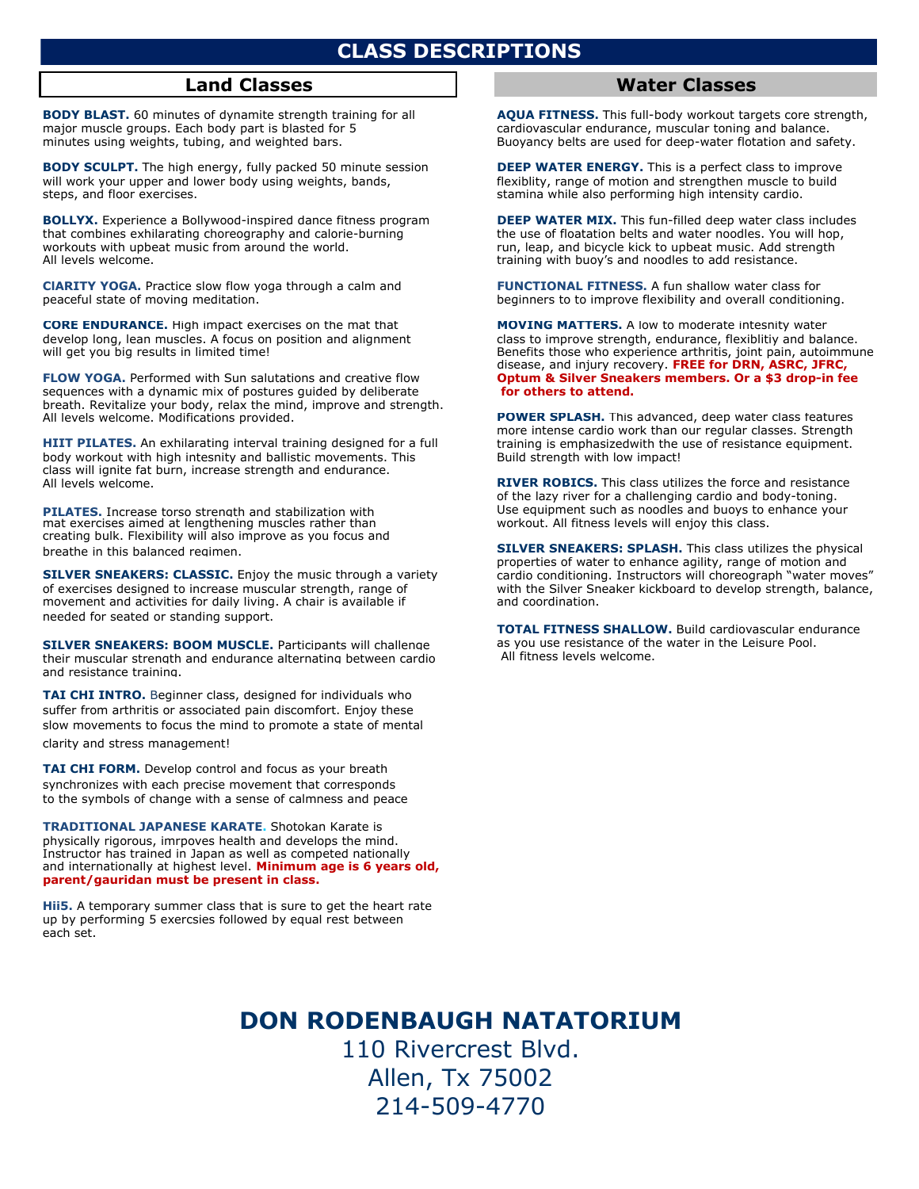# CLASS DESCRIPTIONS

## Land Classes

**BODY BLAST.** 60 minutes of dynamite strength training for all major muscle groups. Each body part is blasted for 5 minutes using weights, tubing, and weighted bars.

**BODY SCULPT.** The high energy, fully packed 50 minute session will work your upper and lower body using weights, bands, steps, and floor exercises.

**BOLLYX.** Experience a Bollywood-inspired dance fitness program that combines exhilarating choreography and calorie-burning workouts with upbeat music from around the world. All levels welcome.

**CIARITY YOGA.** Practice slow flow yoga through a calm and peaceful state of moving meditation.

**CORE ENDURANCE.** High impact exercises on the mat that develop long, lean muscles. A focus on position and alignment will get you big results in limited time!

**FLOW YOGA.** Performed with Sun salutations and creative flow sequences with a dynamic mix of postures guided by deliberate breath. Revitalize your body, relax the mind, improve and strength. All levels welcome. Modifications provided.

**HIIT PILATES.** An exhilarating interval training designed for a full body workout with high intesnity and ballistic movements. This class will ignite fat burn, increase strength and endurance. All levels welcome.

**PILATES.** Increase torso strength and stabilization with mat exercises aimed at lengthening muscles rather than creating bulk. Flexibility will also improve as you focus and breathe in this balanced regimen.

**SILVER SNEAKERS: CLASSIC.** Enjoy the music through a variety of exercises designed to increase muscular strength, range of movement and activities for daily living. A chair is available if needed for seated or standing support.

**SILVER SNEAKERS: BOOM MUSCLE.** Participants will challenge their muscular strength and endurance alternating between cardio and resistance training.

**TAI CHI INTRO.** Beginner class, designed for individuals who suffer from arthritis or associated pain discomfort. Enjoy these slow movements to focus the mind to promote a state of mental clarity and stress management!

**TAI CHI FORM.** Develop control and focus as your breath synchronizes with each precise movement that corresponds to the symbols of change with a sense of calmness and peace

**TRADITIONAL JAPANESE KARATE.** Shotokan Karate is physically rigorous, imrpoves health and develops the mind. Instructor has trained in Japan as well as competed nationally and internationally at highest level. **Minimum age is 6 years old, parent/gauridan must be present in class.**

**Hii5.** A temporary summer class that is sure to get the heart rate up by performing 5 exercsies followed by equal rest between each set.

## Water Classes

**AQUA FITNESS.** This full-body workout targets core strength, cardiovascular endurance, muscular toning and balance. Buoyancy belts are used for deep-water flotation and safety.

**DEEP WATER ENERGY.** This is a perfect class to improve flexiblity, range of motion and strengthen muscle to build stamina while also performing high intensity cardio.

**DEEP WATER MIX.** This fun-filled deep water class includes the use of floatation belts and water noodles. You will hop, run, leap, and bicycle kick to upbeat music. Add strength training with buoy's and noodles to add resistance.

**FUNCTIONAL FITNESS.** A fun shallow water class for beginners to to improve flexibility and overall conditioning.

**MOVING MATTERS.** A low to moderate intesnity water class to improve strength, endurance, flexiblitiy and balance. Benefits those who experience arthritis, joint pain, autoimmune disease, and injury recovery. **FREE for DRN, ASRC, JFRC, Optum & Silver Sneakers members. Or a $3 drop-in fee for others to attend.**

**POWER SPLASH.** This advanced, deep water class features more intense cardio work than our regular classes. Strength training is emphasizedwith the use of resistance equipment. Build strength with low impact!

**RIVER ROBICS.** This class utilizes the force and resistance of the lazy river for a challenging cardio and body-toning. Use equipment such as noodles and buoys to enhance your workout. All fitness levels will enjoy this class.

**SILVER SNEAKERS: SPLASH.** This class utilizes the physical properties of water to enhance agility, range of motion and cardio conditioning. Instructors will choreograph "water moves" with the Silver Sneaker kickboard to develop strength, balance, and coordination.

**TOTAL FITNESS SHALLOW.** Build cardiovascular endurance as you use resistance of the water in the Leisure Pool. All fitness levels welcome.

## DON RODENBAUGH NATATORIUM

110 Rivercrest Blvd.
Allen, Tx 75002
214-509-4770